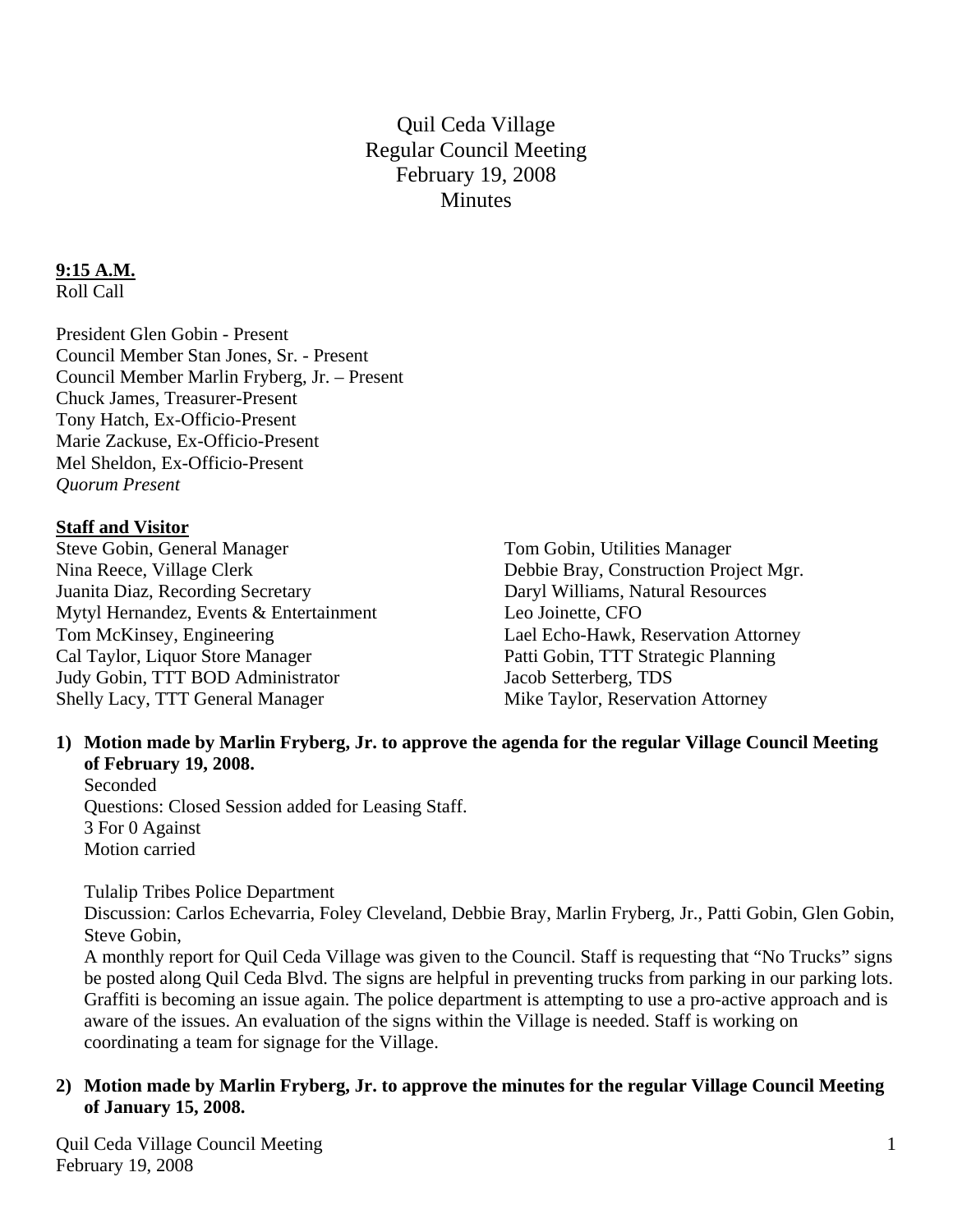# Quil Ceda Village
## Regular Council Meeting
## February 19, 2008
## Minutes

**9:15 A.M.**
Roll Call

President Glen Gobin - Present
Council Member Stan Jones, Sr. - Present
Council Member Marlin Fryberg, Jr. – Present
Chuck James, Treasurer-Present
Tony Hatch, Ex-Officio-Present
Marie Zackuse, Ex-Officio-Present
Mel Sheldon, Ex-Officio-Present
*Quorum Present*

**Staff and Visitor**

Steve Gobin, General Manager
Nina Reece, Village Clerk
Juanita Diaz, Recording Secretary
Mytyl Hernandez, Events & Entertainment
Tom McKinsey, Engineering
Cal Taylor, Liquor Store Manager
Judy Gobin, TTT BOD Administrator
Shelly Lacy, TTT General Manager
Tom Gobin, Utilities Manager
Debbie Bray, Construction Project Mgr.
Daryl Williams, Natural Resources
Leo Joinette, CFO
Lael Echo-Hawk, Reservation Attorney
Patti Gobin, TTT Strategic Planning
Jacob Setterberg, TDS
Mike Taylor, Reservation Attorney

1) **Motion made by Marlin Fryberg, Jr. to approve the agenda for the regular Village Council Meeting of February 19, 2008.**
   Seconded
   Questions: Closed Session added for Leasing Staff.
   3 For 0 Against
   Motion carried

   Tulalip Tribes Police Department
   Discussion: Carlos Echevarria, Foley Cleveland, Debbie Bray, Marlin Fryberg, Jr., Patti Gobin, Glen Gobin, Steve Gobin,
   A monthly report for Quil Ceda Village was given to the Council. Staff is requesting that "No Trucks" signs be posted along Quil Ceda Blvd. The signs are helpful in preventing trucks from parking in our parking lots. Graffiti is becoming an issue again. The police department is attempting to use a pro-active approach and is aware of the issues. An evaluation of the signs within the Village is needed. Staff is working on coordinating a team for signage for the Village.

2) **Motion made by Marlin Fryberg, Jr. to approve the minutes for the regular Village Council Meeting of January 15, 2008.**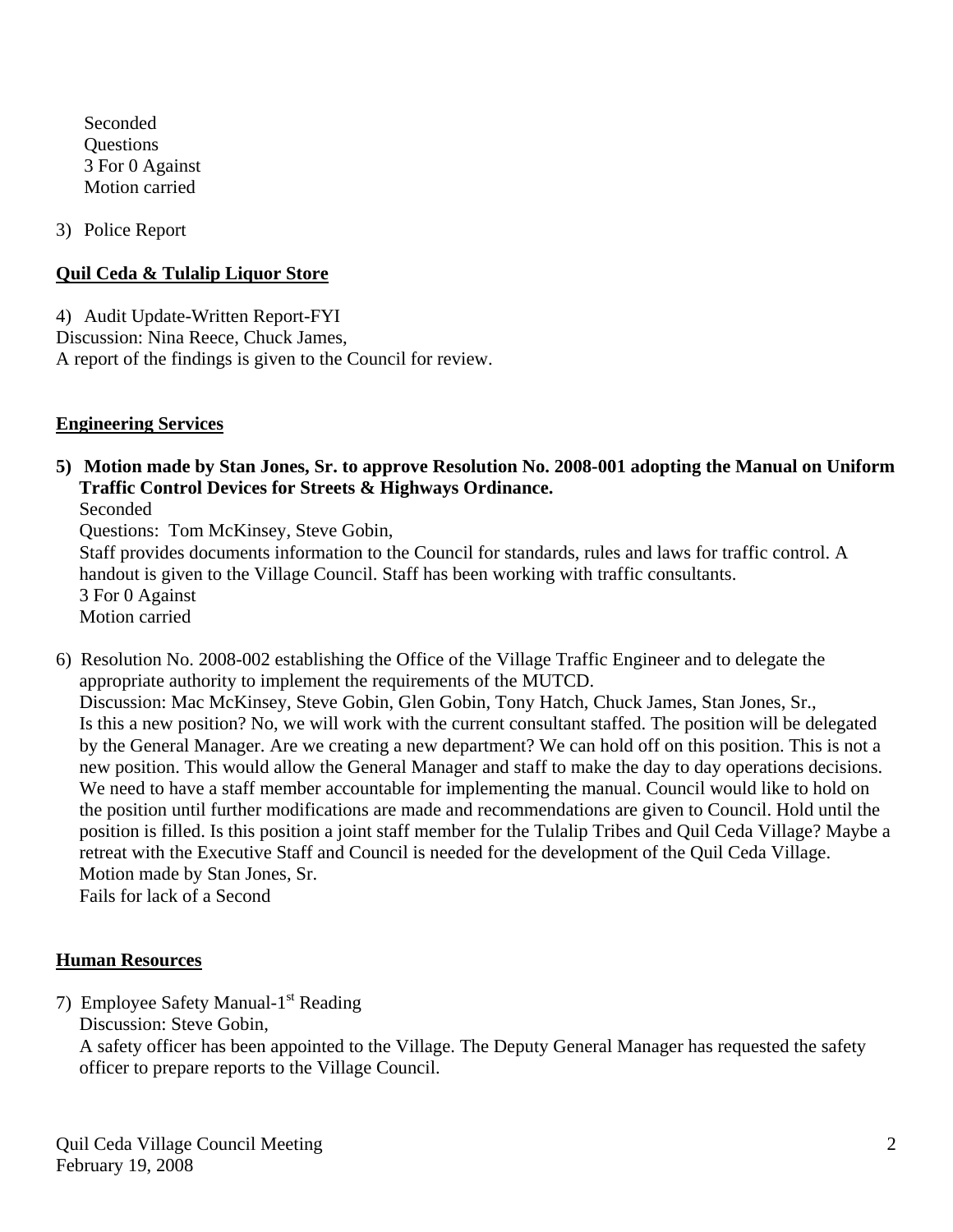Seconded
Questions
3 For 0 Against
Motion carried

3) Police Report

**Quil Ceda & Tulalip Liquor Store**

4) Audit Update-Written Report-FYI
Discussion: Nina Reece, Chuck James,
A report of the findings is given to the Council for review.

**Engineering Services**

**5) Motion made by Stan Jones, Sr. to approve Resolution No. 2008-001 adopting the Manual on Uniform Traffic Control Devices for Streets & Highways Ordinance.**
Seconded
Questions: Tom McKinsey, Steve Gobin,
Staff provides documents information to the Council for standards, rules and laws for traffic control. A handout is given to the Village Council. Staff has been working with traffic consultants.
3 For 0 Against
Motion carried

6) Resolution No. 2008-002 establishing the Office of the Village Traffic Engineer and to delegate the appropriate authority to implement the requirements of the MUTCD.
Discussion: Mac McKinsey, Steve Gobin, Glen Gobin, Tony Hatch, Chuck James, Stan Jones, Sr.,
Is this a new position? No, we will work with the current consultant staffed. The position will be delegated by the General Manager. Are we creating a new department? We can hold off on this position. This is not a new position. This would allow the General Manager and staff to make the day to day operations decisions. We need to have a staff member accountable for implementing the manual. Council would like to hold on the position until further modifications are made and recommendations are given to Council. Hold until the position is filled. Is this position a joint staff member for the Tulalip Tribes and Quil Ceda Village? Maybe a retreat with the Executive Staff and Council is needed for the development of the Quil Ceda Village.
Motion made by Stan Jones, Sr.
Fails for lack of a Second

**Human Resources**

7) Employee Safety Manual-1st Reading
Discussion: Steve Gobin,
A safety officer has been appointed to the Village. The Deputy General Manager has requested the safety officer to prepare reports to the Village Council.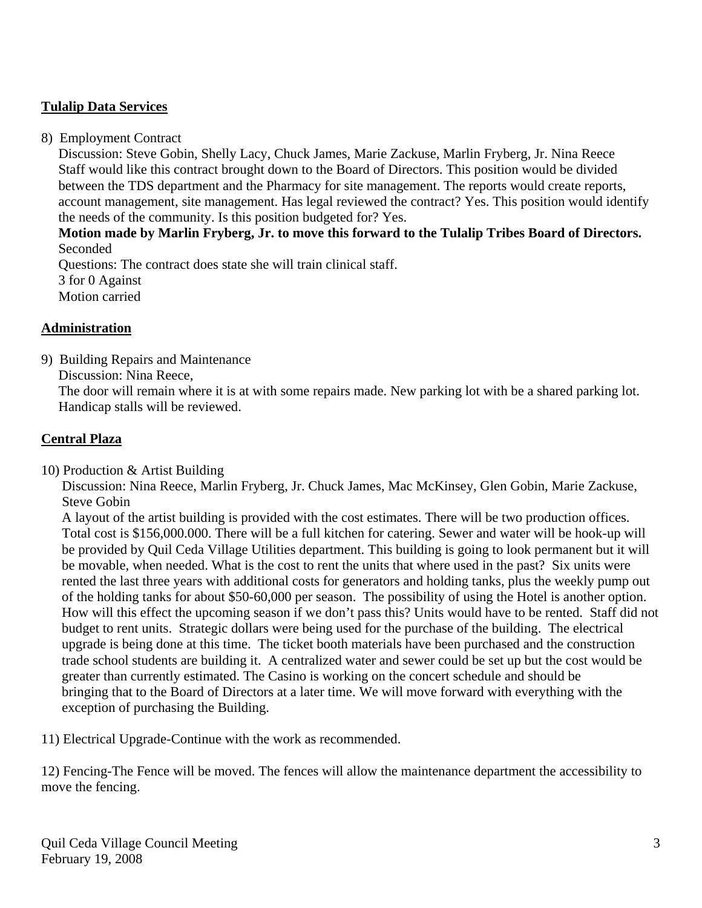**Tulalip Data Services**

8) Employment Contract

Discussion: Steve Gobin, Shelly Lacy, Chuck James, Marie Zackuse, Marlin Fryberg, Jr. Nina Reece
Staff would like this contract brought down to the Board of Directors. This position would be divided between the TDS department and the Pharmacy for site management. The reports would create reports, account management, site management. Has legal reviewed the contract? Yes. This position would identify the needs of the community. Is this position budgeted for? Yes.

**Motion made by Marlin Fryberg, Jr. to move this forward to the Tulalip Tribes Board of Directors.**
Seconded
Questions: The contract does state she will train clinical staff.
3 for 0 Against
Motion carried

**Administration**

9) Building Repairs and Maintenance

Discussion: Nina Reece,
The door will remain where it is at with some repairs made. New parking lot with be a shared parking lot. Handicap stalls will be reviewed.

**Central Plaza**

10) Production & Artist Building

Discussion: Nina Reece, Marlin Fryberg, Jr. Chuck James, Mac McKinsey, Glen Gobin, Marie Zackuse, Steve Gobin
A layout of the artist building is provided with the cost estimates. There will be two production offices. Total cost is $156,000.000. There will be a full kitchen for catering. Sewer and water will be hook-up will be provided by Quil Ceda Village Utilities department. This building is going to look permanent but it will be movable, when needed. What is the cost to rent the units that where used in the past? Six units were rented the last three years with additional costs for generators and holding tanks, plus the weekly pump out of the holding tanks for about $50-60,000 per season. The possibility of using the Hotel is another option. How will this effect the upcoming season if we don't pass this? Units would have to be rented. Staff did not budget to rent units. Strategic dollars were being used for the purchase of the building. The electrical upgrade is being done at this time. The ticket booth materials have been purchased and the construction trade school students are building it. A centralized water and sewer could be set up but the cost would be greater than currently estimated. The Casino is working on the concert schedule and should be bringing that to the Board of Directors at a later time. We will move forward with everything with the exception of purchasing the Building.

11) Electrical Upgrade-Continue with the work as recommended.

12) Fencing-The Fence will be moved. The fences will allow the maintenance department the accessibility to move the fencing.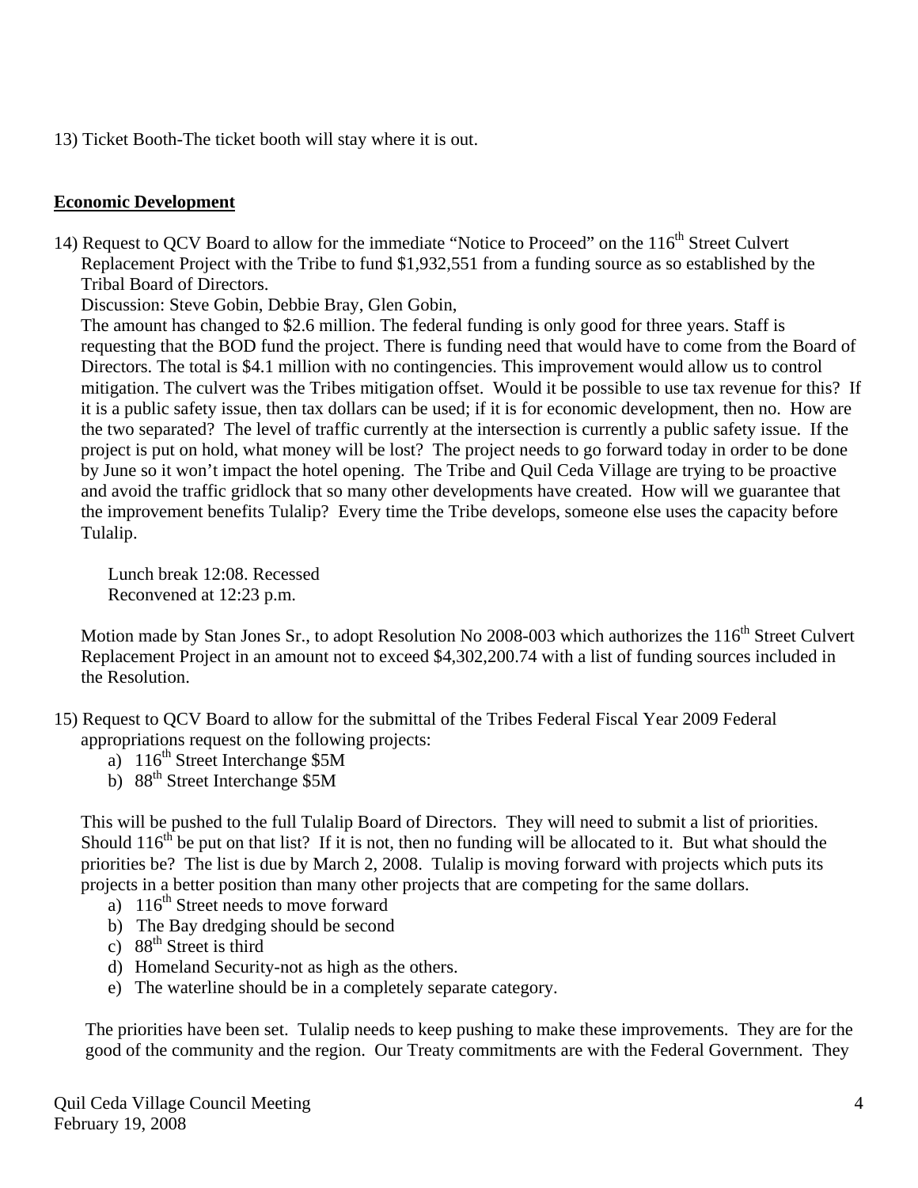13) Ticket Booth-The ticket booth will stay where it is out.

## Economic Development

14) Request to QCV Board to allow for the immediate "Notice to Proceed" on the 116th Street Culvert Replacement Project with the Tribe to fund $1,932,551 from a funding source as so established by the Tribal Board of Directors.

Discussion: Steve Gobin, Debbie Bray, Glen Gobin,

The amount has changed to $2.6 million. The federal funding is only good for three years. Staff is requesting that the BOD fund the project. There is funding need that would have to come from the Board of Directors. The total is $4.1 million with no contingencies. This improvement would allow us to control mitigation. The culvert was the Tribes mitigation offset. Would it be possible to use tax revenue for this? If it is a public safety issue, then tax dollars can be used; if it is for economic development, then no. How are the two separated? The level of traffic currently at the intersection is currently a public safety issue. If the project is put on hold, what money will be lost? The project needs to go forward today in order to be done by June so it won't impact the hotel opening. The Tribe and Quil Ceda Village are trying to be proactive and avoid the traffic gridlock that so many other developments have created. How will we guarantee that the improvement benefits Tulalip? Every time the Tribe develops, someone else uses the capacity before Tulalip.

Lunch break 12:08. Recessed
Reconvened at 12:23 p.m.

Motion made by Stan Jones Sr., to adopt Resolution No 2008-003 which authorizes the 116th Street Culvert Replacement Project in an amount not to exceed $4,302,200.74 with a list of funding sources included in the Resolution.

15) Request to QCV Board to allow for the submittal of the Tribes Federal Fiscal Year 2009 Federal appropriations request on the following projects:

a) 116th Street Interchange $5M
b) 88th Street Interchange $5M

This will be pushed to the full Tulalip Board of Directors. They will need to submit a list of priorities. Should 116th be put on that list? If it is not, then no funding will be allocated to it. But what should the priorities be? The list is due by March 2, 2008. Tulalip is moving forward with projects which puts its projects in a better position than many other projects that are competing for the same dollars.

a) 116th Street needs to move forward
b) The Bay dredging should be second
c) 88th Street is third
d) Homeland Security-not as high as the others.
e) The waterline should be in a completely separate category.

The priorities have been set. Tulalip needs to keep pushing to make these improvements. They are for the good of the community and the region. Our Treaty commitments are with the Federal Government. They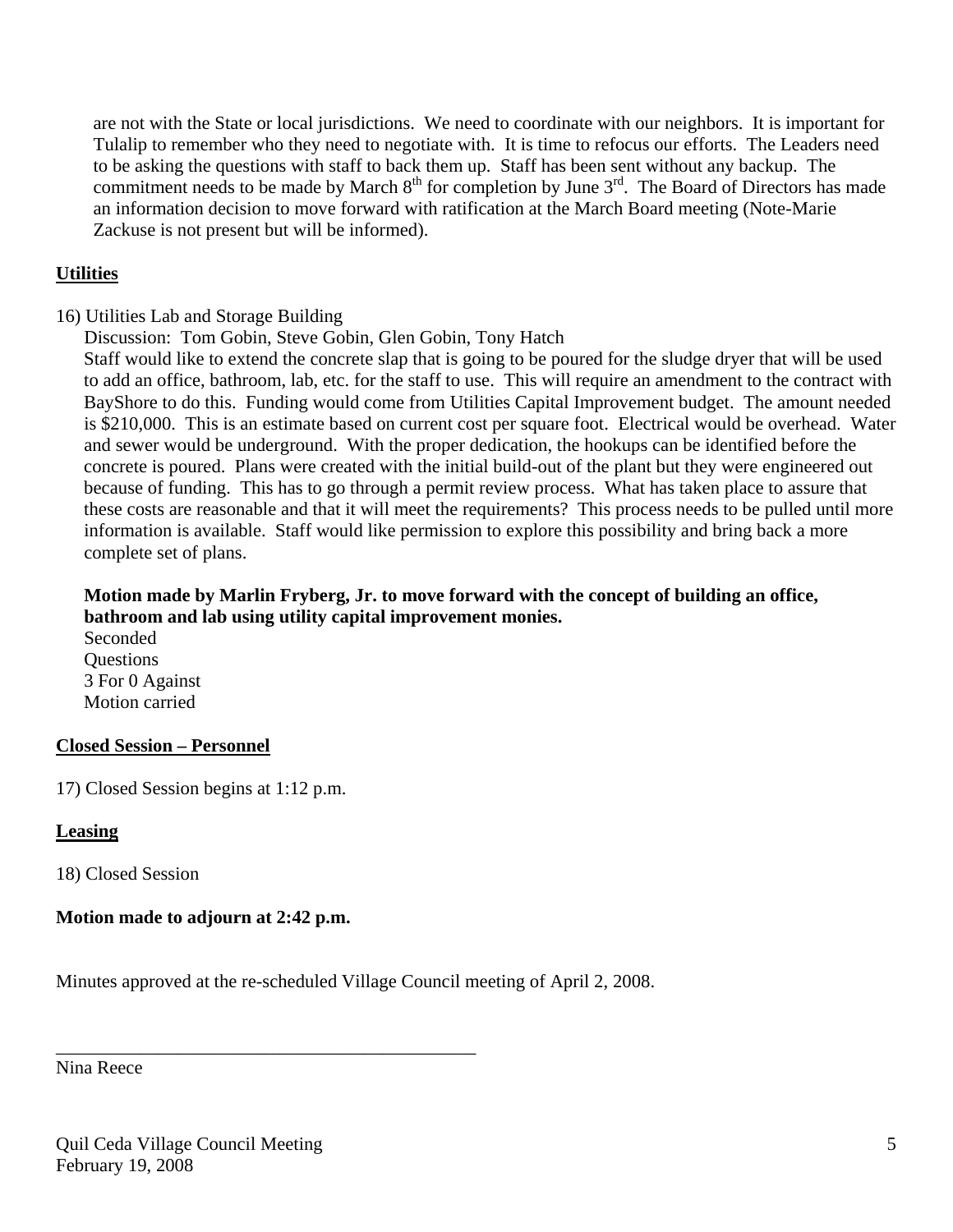are not with the State or local jurisdictions. We need to coordinate with our neighbors. It is important for Tulalip to remember who they need to negotiate with. It is time to refocus our efforts. The Leaders need to be asking the questions with staff to back them up. Staff has been sent without any backup. The commitment needs to be made by March 8th for completion by June 3rd. The Board of Directors has made an information decision to move forward with ratification at the March Board meeting (Note-Marie Zackuse is not present but will be informed).

## Utilities

16) Utilities Lab and Storage Building

Discussion: Tom Gobin, Steve Gobin, Glen Gobin, Tony Hatch

Staff would like to extend the concrete slap that is going to be poured for the sludge dryer that will be used to add an office, bathroom, lab, etc. for the staff to use. This will require an amendment to the contract with BayShore to do this. Funding would come from Utilities Capital Improvement budget. The amount needed is $210,000. This is an estimate based on current cost per square foot. Electrical would be overhead. Water and sewer would be underground. With the proper dedication, the hookups can be identified before the concrete is poured. Plans were created with the initial build-out of the plant but they were engineered out because of funding. This has to go through a permit review process. What has taken place to assure that these costs are reasonable and that it will meet the requirements? This process needs to be pulled until more information is available. Staff would like permission to explore this possibility and bring back a more complete set of plans.

**Motion made by Marlin Fryberg, Jr. to move forward with the concept of building an office, bathroom and lab using utility capital improvement monies.**

Seconded
Questions
3 For 0 Against
Motion carried

## Closed Session – Personnel

17) Closed Session begins at 1:12 p.m.

## Leasing

18) Closed Session

**Motion made to adjourn at 2:42 p.m.**

Minutes approved at the re-scheduled Village Council meeting of April 2, 2008.

_______________________________________________

Nina Reece